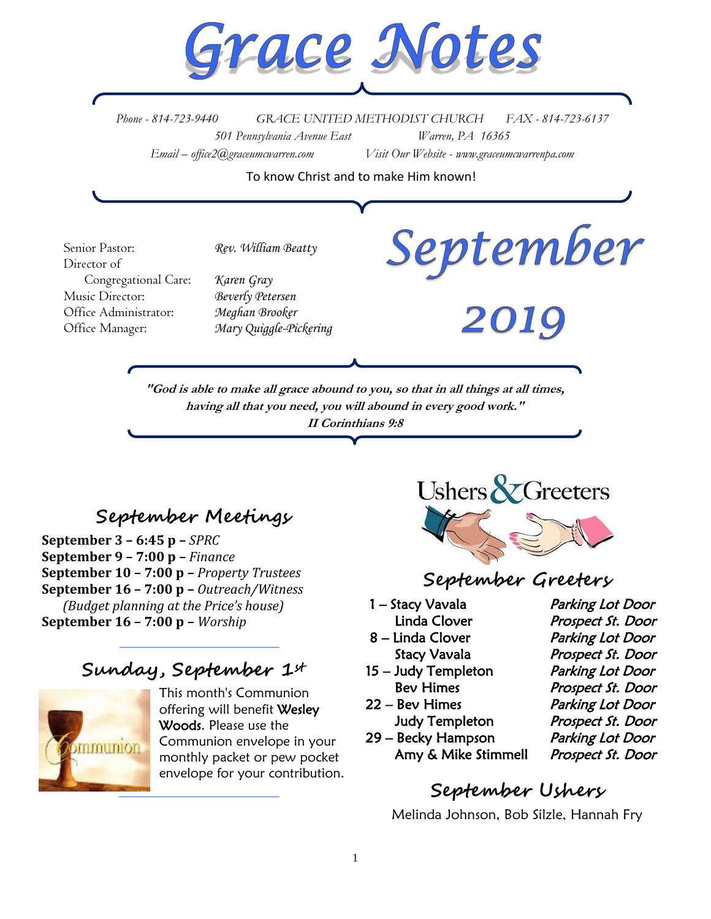# Grace Notes

*Phone - 814-723-9440* *GRACE UNITED METHODIST CHURCH* *FAX - 814-723-6137*
*501 Pennsylvania Avenue East* *Warren, PA 16365*
*Email – office2@graceumcwarren.com* *Visit Our Website - www.graceumcwarrenpa.com*

To know Christ and to make Him known!

| | |
|---|---|
| Senior Pastor: | *Rev. William Beatty* |
| Director of Congregational Care: | *Karen Gray* |
| Music Director: | *Beverly Petersen* |
| Office Administrator: | *Meghan Brooker* |
| Office Manager: | *Mary Quiggle-Pickering* |

# September 2019

***"God is able to make all grace abound to you, so that in all things at all times, having all that you need, you will abound in every good work."***
***II Corinthians 9:8***

## September Meetings

**September 3 – 6:45 p –** *SPRC*
**September 9 – 7:00 p –** *Finance*
**September 10 – 7:00 p –** *Property Trustees*
**September 16 – 7:00 p –** *Outreach/Witness*
*(Budget planning at the Price's house)*
**September 16 – 7:00 p –** *Worship*

## Sunday, September 1st

This month's Communion offering will benefit Wesley Woods. Please use the Communion envelope in your monthly packet or pew pocket envelope for your contribution.

## Ushers & Greeters

## September Greeters

| | | |
|---|---|---|
| 1 – | Stacy Vavala | *Parking Lot Door* |
| | Linda Clover | *Prospect St. Door* |
| 8 – | Linda Clover | *Parking Lot Door* |
| | Stacy Vavala | *Prospect St. Door* |
| 15 – | Judy Templeton | *Parking Lot Door* |
| | Bev Himes | *Prospect St. Door* |
| 22 – | Bev Himes | *Parking Lot Door* |
| | Judy Templeton | *Prospect St. Door* |
| 29 – | Becky Hampson | *Parking Lot Door* |
| | Amy & Mike Stimmell | *Prospect St. Door* |

## September Ushers

Melinda Johnson, Bob Silzle, Hannah Fry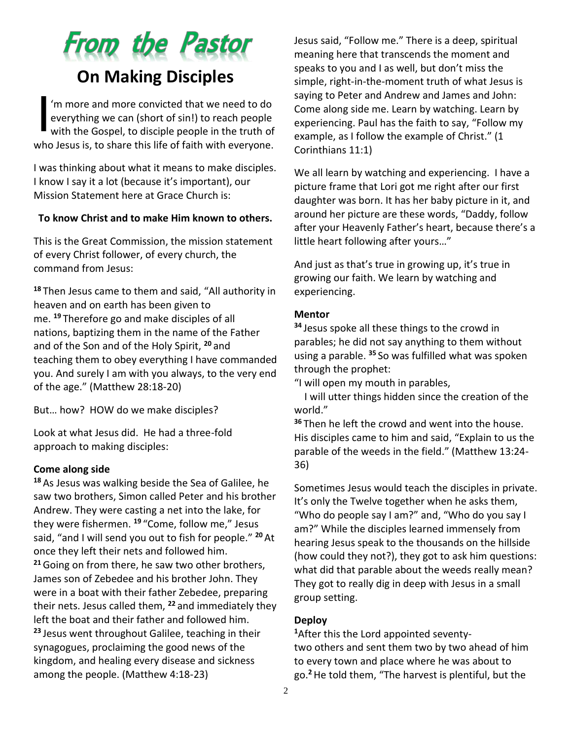# From the Pastor

## On Making Disciples

I'm more and more convicted that we need to do everything we can (short of sin!) to reach people with the Gospel, to disciple people in the truth of who Jesus is, to share this life of faith with everyone.

I was thinking about what it means to make disciples. I know I say it a lot (because it's important), our Mission Statement here at Grace Church is:

**To know Christ and to make Him known to others.**

This is the Great Commission, the mission statement of every Christ follower, of every church, the command from Jesus:

**18** Then Jesus came to them and said, "All authority in heaven and on earth has been given to me. **19** Therefore go and make disciples of all nations, baptizing them in the name of the Father and of the Son and of the Holy Spirit, **20** and teaching them to obey everything I have commanded you. And surely I am with you always, to the very end of the age." (Matthew 28:18-20)

But… how? HOW do we make disciples?

Look at what Jesus did. He had a three-fold approach to making disciples:

**Come along side**

**18** As Jesus was walking beside the Sea of Galilee, he saw two brothers, Simon called Peter and his brother Andrew. They were casting a net into the lake, for they were fishermen. **19** "Come, follow me," Jesus said, "and I will send you out to fish for people." **20** At once they left their nets and followed him.
**21** Going on from there, he saw two other brothers, James son of Zebedee and his brother John. They were in a boat with their father Zebedee, preparing their nets. Jesus called them, **22** and immediately they left the boat and their father and followed him.
**23** Jesus went throughout Galilee, teaching in their synagogues, proclaiming the good news of the kingdom, and healing every disease and sickness among the people. (Matthew 4:18-23)

Jesus said, "Follow me." There is a deep, spiritual meaning here that transcends the moment and speaks to you and I as well, but don't miss the simple, right-in-the-moment truth of what Jesus is saying to Peter and Andrew and James and John: Come along side me. Learn by watching. Learn by experiencing. Paul has the faith to say, "Follow my example, as I follow the example of Christ." (1 Corinthians 11:1)

We all learn by watching and experiencing. I have a picture frame that Lori got me right after our first daughter was born. It has her baby picture in it, and around her picture are these words, "Daddy, follow after your Heavenly Father's heart, because there's a little heart following after yours…"

And just as that's true in growing up, it's true in growing our faith. We learn by watching and experiencing.

**Mentor**

**34** Jesus spoke all these things to the crowd in parables; he did not say anything to them without using a parable. **35** So was fulfilled what was spoken through the prophet:
"I will open my mouth in parables,
I will utter things hidden since the creation of the world."
**36** Then he left the crowd and went into the house. His disciples came to him and said, "Explain to us the parable of the weeds in the field." (Matthew 13:24-36)

Sometimes Jesus would teach the disciples in private. It's only the Twelve together when he asks them, "Who do people say I am?" and, "Who do you say I am?" While the disciples learned immensely from hearing Jesus speak to the thousands on the hillside (how could they not?), they got to ask him questions: what did that parable about the weeds really mean? They got to really dig in deep with Jesus in a small group setting.

**Deploy**

**1** After this the Lord appointed seventy-two others and sent them two by two ahead of him to every town and place where he was about to go. **2** He told them, "The harvest is plentiful, but the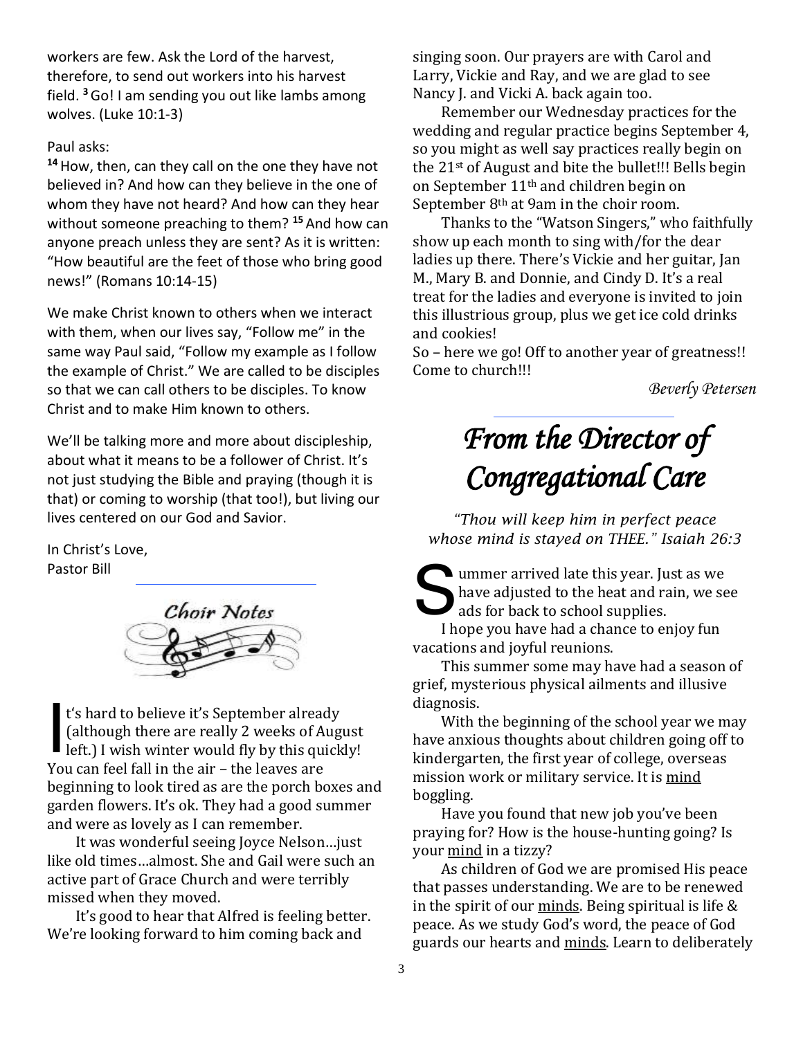workers are few. Ask the Lord of the harvest, therefore, to send out workers into his harvest field. [3] Go! I am sending you out like lambs among wolves. (Luke 10:1-3)

Paul asks:

[14] How, then, can they call on the one they have not believed in? And how can they believe in the one of whom they have not heard? And how can they hear without someone preaching to them? [15] And how can anyone preach unless they are sent? As it is written: "How beautiful are the feet of those who bring good news!" (Romans 10:14-15)

We make Christ known to others when we interact with them, when our lives say, "Follow me" in the same way Paul said, "Follow my example as I follow the example of Christ." We are called to be disciples so that we can call others to be disciples. To know Christ and to make Him known to others.

We'll be talking more and more about discipleship, about what it means to be a follower of Christ. It's not just studying the Bible and praying (though it is that) or coming to worship (that too!), but living our lives centered on our God and Savior.

In Christ's Love,
Pastor Bill

## Choir Notes

It's hard to believe it's September already (although there are really 2 weeks of August left.) I wish winter would fly by this quickly! You can feel fall in the air – the leaves are beginning to look tired as are the porch boxes and garden flowers. It's ok. They had a good summer and were as lovely as I can remember.

It was wonderful seeing Joyce Nelson…just like old times…almost. She and Gail were such an active part of Grace Church and were terribly missed when they moved.

It's good to hear that Alfred is feeling better. We're looking forward to him coming back and singing soon. Our prayers are with Carol and Larry, Vickie and Ray, and we are glad to see Nancy J. and Vicki A. back again too.

Remember our Wednesday practices for the wedding and regular practice begins September 4, so you might as well say practices really begin on the 21st of August and bite the bullet!!! Bells begin on September 11th and children begin on September 8th at 9am in the choir room.

Thanks to the "Watson Singers," who faithfully show up each month to sing with/for the dear ladies up there. There's Vickie and her guitar, Jan M., Mary B. and Donnie, and Cindy D. It's a real treat for the ladies and everyone is invited to join this illustrious group, plus we get ice cold drinks and cookies!

So – here we go! Off to another year of greatness!! Come to church!!!

*Beverly Petersen*

# *From the Director of Congregational Care*

*"Thou will keep him in perfect peace whose mind is stayed on THEE." Isaiah 26:3*

Summer arrived late this year. Just as we have adjusted to the heat and rain, we see ads for back to school supplies.

I hope you have had a chance to enjoy fun vacations and joyful reunions.

This summer some may have had a season of grief, mysterious physical ailments and illusive diagnosis.

With the beginning of the school year we may have anxious thoughts about children going off to kindergarten, the first year of college, overseas mission work or military service. It is mind boggling.

Have you found that new job you've been praying for? How is the house-hunting going? Is your mind in a tizzy?

As children of God we are promised His peace that passes understanding. We are to be renewed in the spirit of our minds. Being spiritual is life & peace. As we study God's word, the peace of God guards our hearts and minds. Learn to deliberately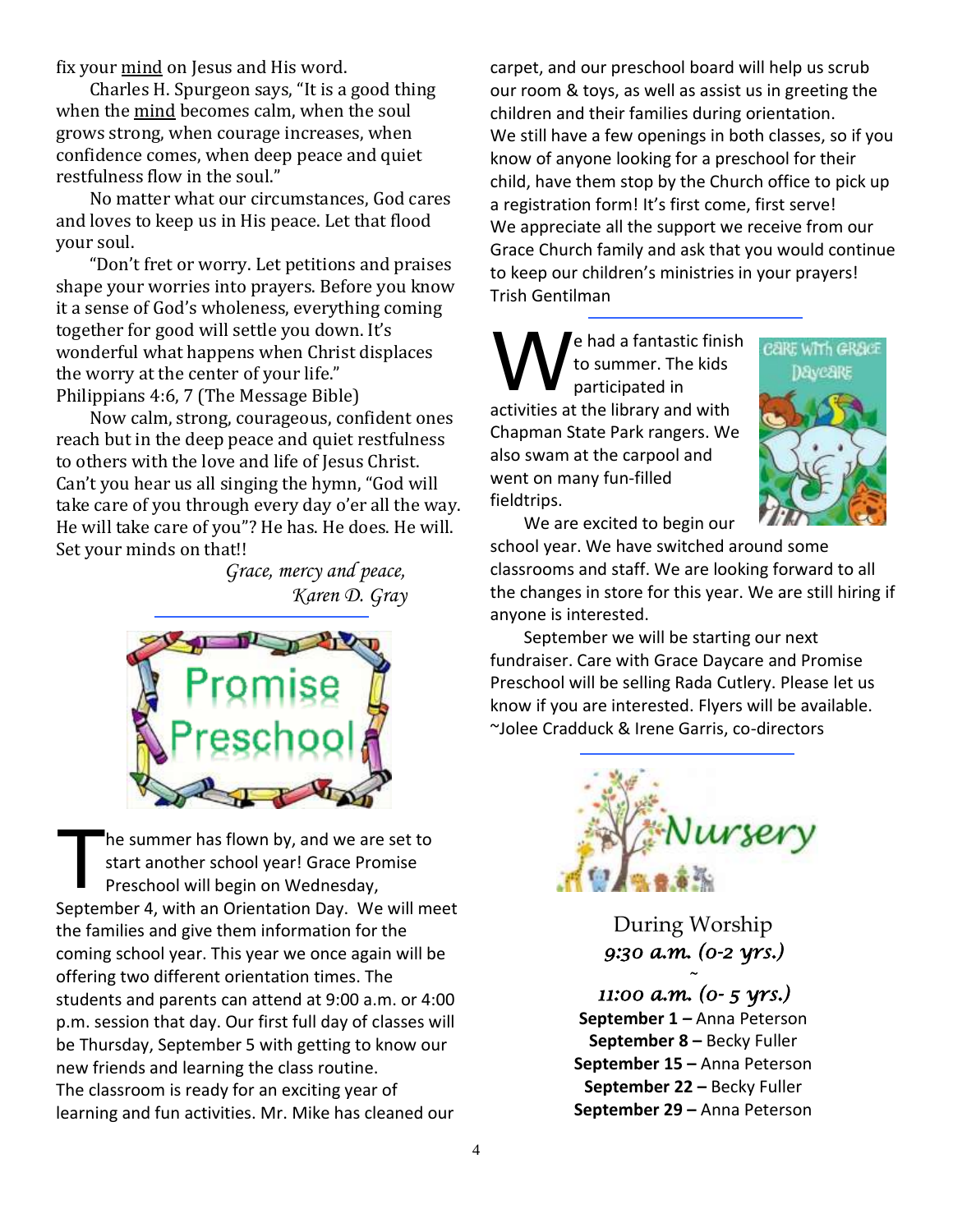fix your <u>mind</u> on Jesus and His word.

Charles H. Spurgeon says, "It is a good thing when the <u>mind</u> becomes calm, when the soul grows strong, when courage increases, when confidence comes, when deep peace and quiet restfulness flow in the soul."

No matter what our circumstances, God cares and loves to keep us in His peace. Let that flood your soul.

"Don't fret or worry. Let petitions and praises shape your worries into prayers. Before you know it a sense of God's wholeness, everything coming together for good will settle you down. It's wonderful what happens when Christ displaces the worry at the center of your life." Philippians 4:6, 7 (The Message Bible)

Now calm, strong, courageous, confident ones reach but in the deep peace and quiet restfulness to others with the love and life of Jesus Christ. Can't you hear us all singing the hymn, "God will take care of you through every day o'er all the way. He will take care of you"? He has. He does. He will. Set your minds on that!!

*Grace, mercy and peace,*
*Karen D. Gray*

---

# Promise Preschool

The summer has flown by, and we are set to start another school year! Grace Promise Preschool will begin on Wednesday, September 4, with an Orientation Day. We will meet the families and give them information for the coming school year. This year we once again will be offering two different orientation times. The students and parents can attend at 9:00 a.m. or 4:00 p.m. session that day. Our first full day of classes will be Thursday, September 5 with getting to know our new friends and learning the class routine.

The classroom is ready for an exciting year of learning and fun activities. Mr. Mike has cleaned our carpet, and our preschool board will help us scrub our room & toys, as well as assist us in greeting the children and their families during orientation.

We still have a few openings in both classes, so if you know of anyone looking for a preschool for their child, have them stop by the Church office to pick up a registration form! It's first come, first serve!

We appreciate all the support we receive from our Grace Church family and ask that you would continue to keep our children's ministries in your prayers!

Trish Gentilman

---

# Care With Grace Daycare

We had a fantastic finish to summer. The kids participated in activities at the library and with Chapman State Park rangers. We also swam at the carpool and went on many fun-filled fieldtrips.

We are excited to begin our school year. We have switched around some classrooms and staff. We are looking forward to all the changes in store for this year. We are still hiring if anyone is interested.

September we will be starting our next fundraiser. Care with Grace Daycare and Promise Preschool will be selling Rada Cutlery. Please let us know if you are interested. Flyers will be available.

~Jolee Cradduck & Irene Garris, co-directors

---

# Nursery

During Worship
*9:30 a.m. (0-2 yrs.)*
~
*11:00 a.m. (0- 5 yrs.)*

**September 1 –** Anna Peterson
**September 8 –** Becky Fuller
**September 15 –** Anna Peterson
**September 22 –** Becky Fuller
**September 29 –** Anna Peterson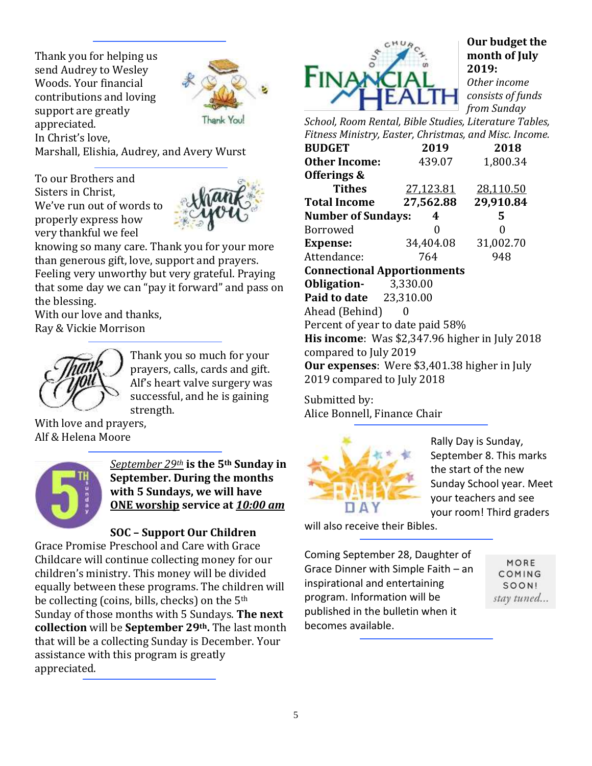Thank you for helping us send Audrey to Wesley Woods. Your financial contributions and loving support are greatly appreciated.
In Christ's love,
Marshall, Elishia, Audrey, and Avery Wurst

---

To our Brothers and Sisters in Christ,
We've run out of words to properly express how very thankful we feel knowing so many care. Thank you for your more than generous gift, love, support and prayers. Feeling very unworthy but very grateful. Praying that some day we can "pay it forward" and pass on the blessing.
With our love and thanks,
Ray & Vickie Morrison

---

Thank you so much for your prayers, calls, cards and gift. Alf's heart valve surgery was successful, and he is gaining strength.
With love and prayers,
Alf & Helena Moore

---

*<u>September 29th</u>* **is the 5th Sunday in September. During the months with 5 Sundays, we will have <u>ONE worship</u> service at <u>*10:00 am*</u>**

**SOC – Support Our Children**

Grace Promise Preschool and Care with Grace Childcare will continue collecting money for our children's ministry. This money will be divided equally between these programs. The children will be collecting (coins, bills, checks) on the 5th Sunday of those months with 5 Sundays. **The next collection** will be **September 29th.** The last month that will be a collecting Sunday is December. Your assistance with this program is greatly appreciated.

---

**Our budget the month of July 2019:**

*Other income consists of funds from Sunday School, Room Rental, Bible Studies, Literature Tables, Fitness Ministry, Easter, Christmas, and Misc. Income.*

| **BUDGET** | **2019** | **2018** |
|---|---|---|
| **Other Income:** | 439.07 | 1,800.34 |
| **Offerings & Tithes** | 27,123.81 | 28,110.50 |
| **Total Income** | **27,562.88** | **29,910.84** |
| **Number of Sundays:** | **4** | **5** |
| Borrowed | 0 | 0 |
| **Expense:** | 34,404.08 | 31,002.70 |
| Attendance: | 764 | 948 |

**Connectional Apportionments**
**Obligation-** 3,330.00
**Paid to date** 23,310.00
Ahead (Behind) 0
Percent of year to date paid 58%

**His income**: Was $2,347.96 higher in July 2018 compared to July 2019
**Our expenses**: Were $3,401.38 higher in July 2019 compared to July 2018

Submitted by:
Alice Bonnell, Finance Chair

---

Rally Day is Sunday, September 8. This marks the start of the new Sunday School year. Meet your teachers and see your room! Third graders will also receive their Bibles.

---

Coming September 28, Daughter of Grace Dinner with Simple Faith – an inspirational and entertaining program. Information will be published in the bulletin when it becomes available.

MORE COMING SOON!
*stay tuned...*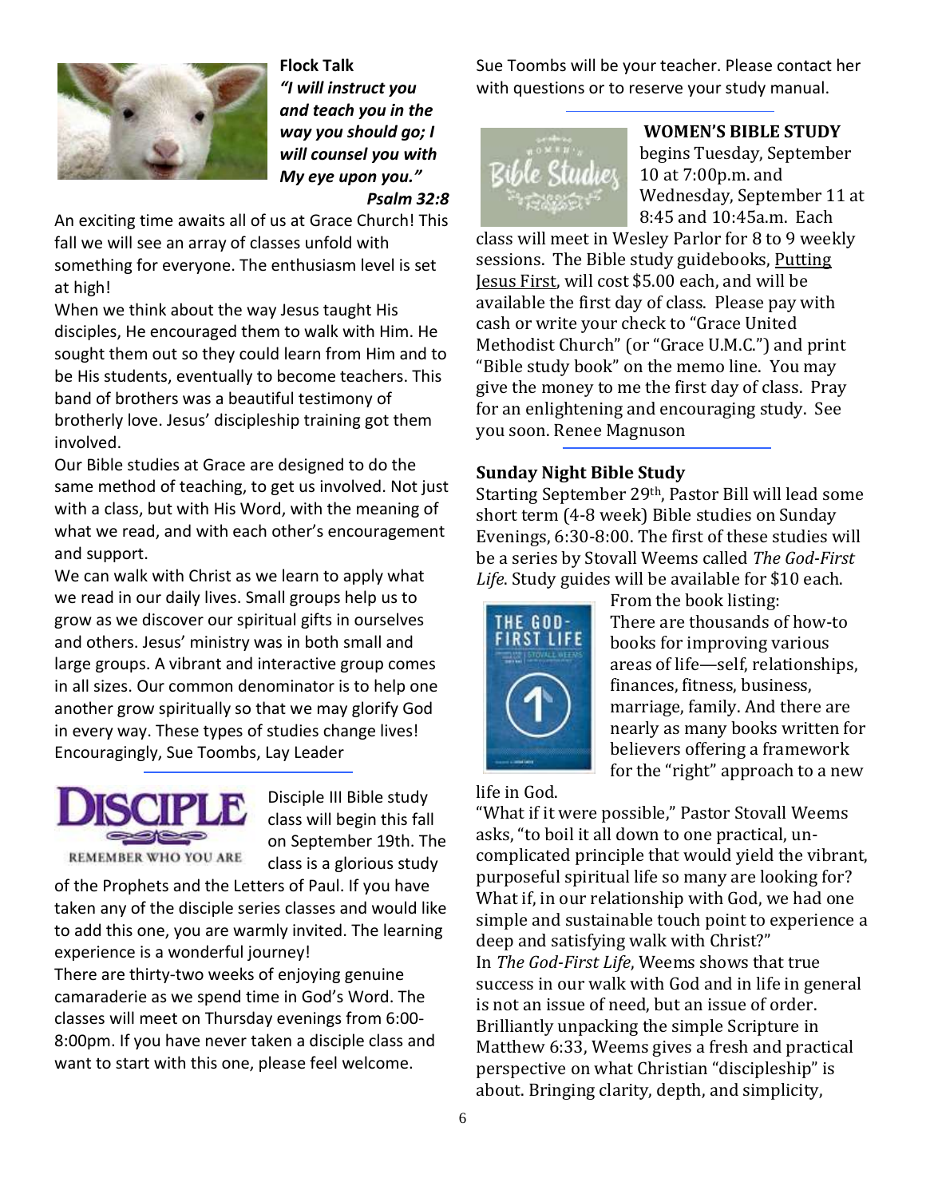**Flock Talk**

***"I will instruct you and teach you in the way you should go; I will counsel you with My eye upon you." Psalm 32:8***

An exciting time awaits all of us at Grace Church! This fall we will see an array of classes unfold with something for everyone. The enthusiasm level is set at high!

When we think about the way Jesus taught His disciples, He encouraged them to walk with Him. He sought them out so they could learn from Him and to be His students, eventually to become teachers. This band of brothers was a beautiful testimony of brotherly love. Jesus' discipleship training got them involved.

Our Bible studies at Grace are designed to do the same method of teaching, to get us involved. Not just with a class, but with His Word, with the meaning of what we read, and with each other's encouragement and support.

We can walk with Christ as we learn to apply what we read in our daily lives. Small groups help us to grow as we discover our spiritual gifts in ourselves and others. Jesus' ministry was in both small and large groups. A vibrant and interactive group comes in all sizes. Our common denominator is to help one another grow spiritually so that we may glorify God in every way. These types of studies change lives! Encouragingly, Sue Toombs, Lay Leader

---

DISCIPLE
REMEMBER WHO YOU ARE

Disciple III Bible study class will begin this fall on September 19th. The class is a glorious study of the Prophets and the Letters of Paul. If you have taken any of the disciple series classes and would like to add this one, you are warmly invited. The learning experience is a wonderful journey!

There are thirty-two weeks of enjoying genuine camaraderie as we spend time in God's Word. The classes will meet on Thursday evenings from 6:00-8:00pm. If you have never taken a disciple class and want to start with this one, please feel welcome.

Sue Toombs will be your teacher. Please contact her with questions or to reserve your study manual.

---

**WOMEN'S BIBLE STUDY** begins Tuesday, September 10 at 7:00p.m. and Wednesday, September 11 at 8:45 and 10:45a.m. Each class will meet in Wesley Parlor for 8 to 9 weekly sessions. The Bible study guidebooks, Putting Jesus First, will cost $5.00 each, and will be available the first day of class. Please pay with cash or write your check to "Grace United Methodist Church" (or "Grace U.M.C.") and print "Bible study book" on the memo line. You may give the money to me the first day of class. Pray for an enlightening and encouraging study. See you soon. Renee Magnuson

---

**Sunday Night Bible Study**

Starting September 29th, Pastor Bill will lead some short term (4-8 week) Bible studies on Sunday Evenings, 6:30-8:00. The first of these studies will be a series by Stovall Weems called *The God-First Life*. Study guides will be available for $10 each.

From the book listing:
There are thousands of how-to books for improving various areas of life—self, relationships, finances, fitness, business, marriage, family. And there are nearly as many books written for believers offering a framework for the "right" approach to a new life in God.

"What if it were possible," Pastor Stovall Weems asks, "to boil it all down to one practical, un-complicated principle that would yield the vibrant, purposeful spiritual life so many are looking for? What if, in our relationship with God, we had one simple and sustainable touch point to experience a deep and satisfying walk with Christ?"

In *The God-First Life*, Weems shows that true success in our walk with God and in life in general is not an issue of need, but an issue of order. Brilliantly unpacking the simple Scripture in Matthew 6:33, Weems gives a fresh and practical perspective on what Christian "discipleship" is about. Bringing clarity, depth, and simplicity,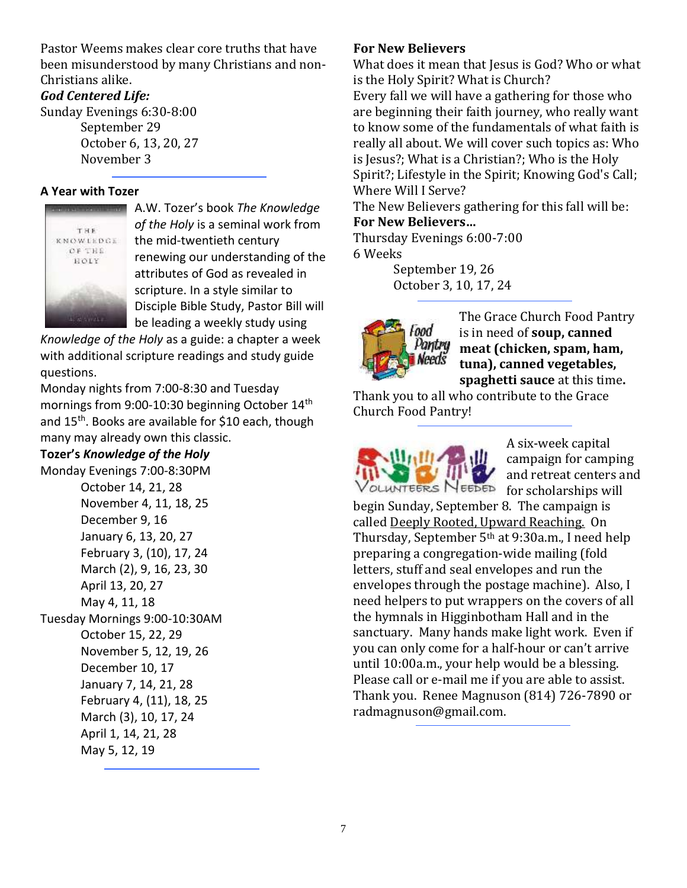Pastor Weems makes clear core truths that have been misunderstood by many Christians and non-Christians alike.

***God Centered Life:***

Sunday Evenings 6:30-8:00

September 29

October 6, 13, 20, 27

November 3

---

**A Year with Tozer**

A.W. Tozer's book *The Knowledge of the Holy* is a seminal work from the mid-twentieth century renewing our understanding of the attributes of God as revealed in scripture. In a style similar to Disciple Bible Study, Pastor Bill will be leading a weekly study using *Knowledge of the Holy* as a guide: a chapter a week with additional scripture readings and study guide questions.

Monday nights from 7:00-8:30 and Tuesday mornings from 9:00-10:30 beginning October 14th and 15th. Books are available for $10 each, though many may already own this classic.

**Tozer's *Knowledge of the Holy***

Monday Evenings 7:00-8:30PM

October 14, 21, 28

November 4, 11, 18, 25

December 9, 16

January 6, 13, 20, 27

February 3, (10), 17, 24

March (2), 9, 16, 23, 30

April 13, 20, 27

May 4, 11, 18

Tuesday Mornings 9:00-10:30AM

October 15, 22, 29

November 5, 12, 19, 26

December 10, 17

January 7, 14, 21, 28

February 4, (11), 18, 25

March (3), 10, 17, 24

April 1, 14, 21, 28

May 5, 12, 19

---

**For New Believers**

What does it mean that Jesus is God? Who or what is the Holy Spirit? What is Church?

Every fall we will have a gathering for those who are beginning their faith journey, who really want to know some of the fundamentals of what faith is really all about. We will cover such topics as: Who is Jesus?; What is a Christian?; Who is the Holy Spirit?; Lifestyle in the Spirit; Knowing God's Call; Where Will I Serve?

The New Believers gathering for this fall will be:

**For New Believers…**

Thursday Evenings 6:00-7:00

6 Weeks

September 19, 26

October 3, 10, 17, 24

---

The Grace Church Food Pantry is in need of **soup, canned meat (chicken, spam, ham, tuna), canned vegetables, spaghetti sauce** at this time**.**

Thank you to all who contribute to the Grace Church Food Pantry!

---

A six-week capital campaign for camping and retreat centers and for scholarships will begin Sunday, September 8. The campaign is called Deeply Rooted, Upward Reaching. On Thursday, September 5th at 9:30a.m., I need help preparing a congregation-wide mailing (fold letters, stuff and seal envelopes and run the envelopes through the postage machine). Also, I need helpers to put wrappers on the covers of all the hymnals in Higginbotham Hall and in the sanctuary. Many hands make light work. Even if you can only come for a half-hour or can't arrive until 10:00a.m., your help would be a blessing. Please call or e-mail me if you are able to assist. Thank you. Renee Magnuson (814) 726-7890 or radmagnuson@gmail.com.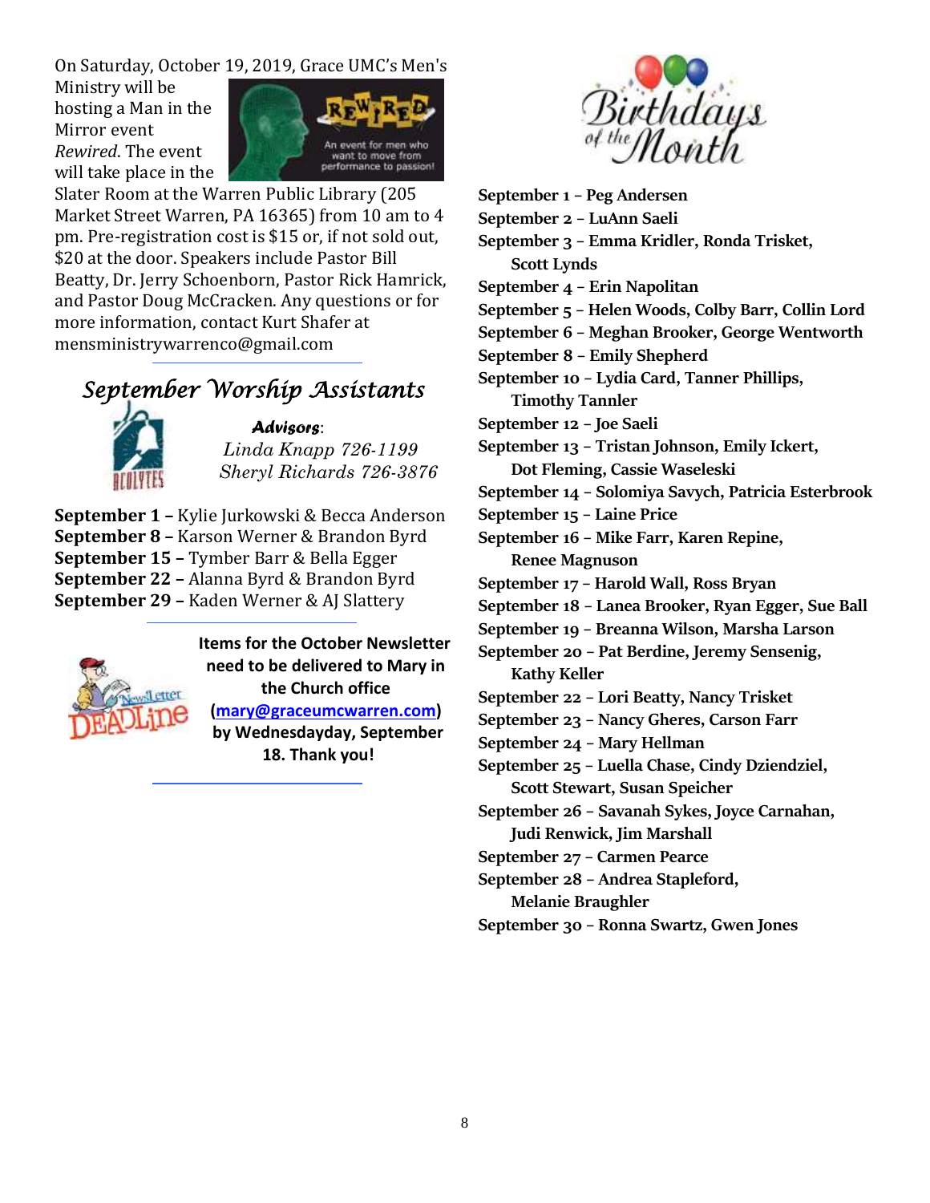On Saturday, October 19, 2019, Grace UMC's Men's Ministry will be hosting a Man in the Mirror event *Rewired*. The event will take place in the Slater Room at the Warren Public Library (205 Market Street Warren, PA 16365) from 10 am to 4 pm. Pre-registration cost is $15 or, if not sold out, $20 at the door. Speakers include Pastor Bill Beatty, Dr. Jerry Schoenborn, Pastor Rick Hamrick, and Pastor Doug McCracken. Any questions or for more information, contact Kurt Shafer at mensministrywarrenco@gmail.com

## September Worship Assistants

***Advisors***:
*Linda Knapp 726-1199*
*Sheryl Richards 726-3876*

**September 1 –** Kylie Jurkowski & Becca Anderson
**September 8 –** Karson Werner & Brandon Byrd
**September 15 –** Tymber Barr & Bella Egger
**September 22 –** Alanna Byrd & Brandon Byrd
**September 29 –** Kaden Werner & AJ Slattery

**Items for the October Newsletter need to be delivered to Mary in the Church office (mary@graceumcwarren.com) by Wednesdayday, September 18. Thank you!**

## Birthdays of the Month

**September 1 – Peg Andersen**
**September 2 – LuAnn Saeli**
**September 3 – Emma Kridler, Ronda Trisket, Scott Lynds**
**September 4 – Erin Napolitan**
**September 5 – Helen Woods, Colby Barr, Collin Lord**
**September 6 – Meghan Brooker, George Wentworth**
**September 8 – Emily Shepherd**
**September 10 – Lydia Card, Tanner Phillips, Timothy Tannler**
**September 12 – Joe Saeli**
**September 13 – Tristan Johnson, Emily Ickert, Dot Fleming, Cassie Waseleski**
**September 14 – Solomiya Savych, Patricia Esterbrook**
**September 15 – Laine Price**
**September 16 – Mike Farr, Karen Repine, Renee Magnuson**
**September 17 – Harold Wall, Ross Bryan**
**September 18 – Lanea Brooker, Ryan Egger, Sue Ball**
**September 19 – Breanna Wilson, Marsha Larson**
**September 20 – Pat Berdine, Jeremy Sensenig, Kathy Keller**
**September 22 – Lori Beatty, Nancy Trisket**
**September 23 – Nancy Gheres, Carson Farr**
**September 24 – Mary Hellman**
**September 25 – Luella Chase, Cindy Dziendziel, Scott Stewart, Susan Speicher**
**September 26 – Savanah Sykes, Joyce Carnahan, Judi Renwick, Jim Marshall**
**September 27 – Carmen Pearce**
**September 28 – Andrea Stapleford, Melanie Braughler**
**September 30 – Ronna Swartz, Gwen Jones**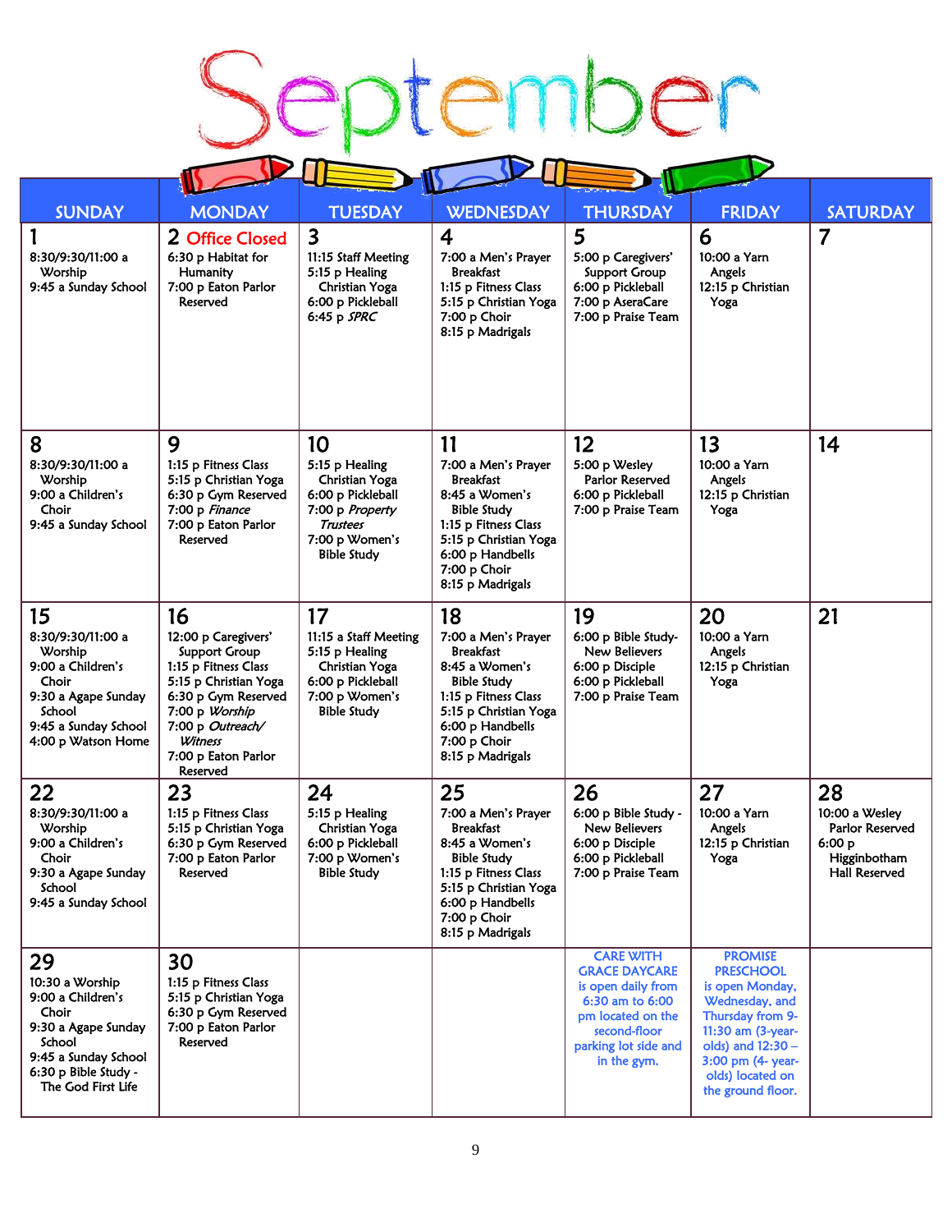# September

| SUNDAY | MONDAY | TUESDAY | WEDNESDAY | THURSDAY | FRIDAY | SATURDAY |
|---|---|---|---|---|---|---|
| **1**<br>8:30/9:30/11:00 a Worship<br>9:45 a Sunday School | **2** Office Closed<br>6:30 p Habitat for Humanity<br>7:00 p Eaton Parlor Reserved | **3**<br>11:15 Staff Meeting<br>5:15 p Healing Christian Yoga<br>6:00 p Pickleball<br>6:45 p *SPRC* | **4**<br>7:00 a Men's Prayer Breakfast<br>1:15 p Fitness Class<br>5:15 p Christian Yoga<br>7:00 p Choir<br>8:15 p Madrigals | **5**<br>5:00 p Caregivers' Support Group<br>6:00 p Pickleball<br>7:00 p AseraCare<br>7:00 p Praise Team | **6**<br>10:00 a Yarn Angels<br>12:15 p Christian Yoga | **7** |
| **8**<br>8:30/9:30/11:00 a Worship<br>9:00 a Children's Choir<br>9:45 a Sunday School | **9**<br>1:15 p Fitness Class<br>5:15 p Christian Yoga<br>6:30 p Gym Reserved<br>7:00 p *Finance*<br>7:00 p Eaton Parlor Reserved | **10**<br>5:15 p Healing Christian Yoga<br>6:00 p Pickleball<br>7:00 p *Property Trustees*<br>7:00 p Women's Bible Study | **11**<br>7:00 a Men's Prayer Breakfast<br>8:45 a Women's Bible Study<br>1:15 p Fitness Class<br>5:15 p Christian Yoga<br>6:00 p Handbells<br>7:00 p Choir<br>8:15 p Madrigals | **12**<br>5:00 p Wesley Parlor Reserved<br>6:00 p Pickleball<br>7:00 p Praise Team | **13**<br>10:00 a Yarn Angels<br>12:15 p Christian Yoga | **14** |
| **15**<br>8:30/9:30/11:00 a Worship<br>9:00 a Children's Choir<br>9:30 a Agape Sunday School<br>9:45 a Sunday School<br>4:00 p Watson Home | **16**<br>12:00 p Caregivers' Support Group<br>1:15 p Fitness Class<br>5:15 p Christian Yoga<br>6:30 p Gym Reserved<br>7:00 p *Worship*<br>7:00 p *Outreach/ Witness*<br>7:00 p Eaton Parlor Reserved | **17**<br>11:15 a Staff Meeting<br>5:15 p Healing Christian Yoga<br>6:00 p Pickleball<br>7:00 p Women's Bible Study | **18**<br>7:00 a Men's Prayer Breakfast<br>8:45 a Women's Bible Study<br>1:15 p Fitness Class<br>5:15 p Christian Yoga<br>6:00 p Handbells<br>7:00 p Choir<br>8:15 p Madrigals | **19**<br>6:00 p Bible Study-New Believers<br>6:00 p Disciple<br>6:00 p Pickleball<br>7:00 p Praise Team | **20**<br>10:00 a Yarn Angels<br>12:15 p Christian Yoga | **21** |
| **22**<br>8:30/9:30/11:00 a Worship<br>9:00 a Children's Choir<br>9:30 a Agape Sunday School<br>9:45 a Sunday School | **23**<br>1:15 p Fitness Class<br>5:15 p Christian Yoga<br>6:30 p Gym Reserved<br>7:00 p Eaton Parlor Reserved | **24**<br>5:15 p Healing Christian Yoga<br>6:00 p Pickleball<br>7:00 p Women's Bible Study | **25**<br>7:00 a Men's Prayer Breakfast<br>8:45 a Women's Bible Study<br>1:15 p Fitness Class<br>5:15 p Christian Yoga<br>6:00 p Handbells<br>7:00 p Choir<br>8:15 p Madrigals | **26**<br>6:00 p Bible Study - New Believers<br>6:00 p Disciple<br>6:00 p Pickleball<br>7:00 p Praise Team | **27**<br>10:00 a Yarn Angels<br>12:15 p Christian Yoga | **28**<br>10:00 a Wesley Parlor Reserved<br>6:00 p Higginbotham Hall Reserved |
| **29**<br>10:30 a Worship<br>9:00 a Children's Choir<br>9:30 a Agape Sunday School<br>9:45 a Sunday School<br>6:30 p Bible Study - The God First Life | **30**<br>1:15 p Fitness Class<br>5:15 p Christian Yoga<br>6:30 p Gym Reserved<br>7:00 p Eaton Parlor Reserved | | | **CARE WITH GRACE DAYCARE** is open daily from 6:30 am to 6:00 pm located on the second-floor parking lot side and in the gym. | **PROMISE PRESCHOOL** is open Monday, Wednesday, and Thursday from 9-11:30 am (3-year-olds) and 12:30 – 3:00 pm (4- year-olds) located on the ground floor. | |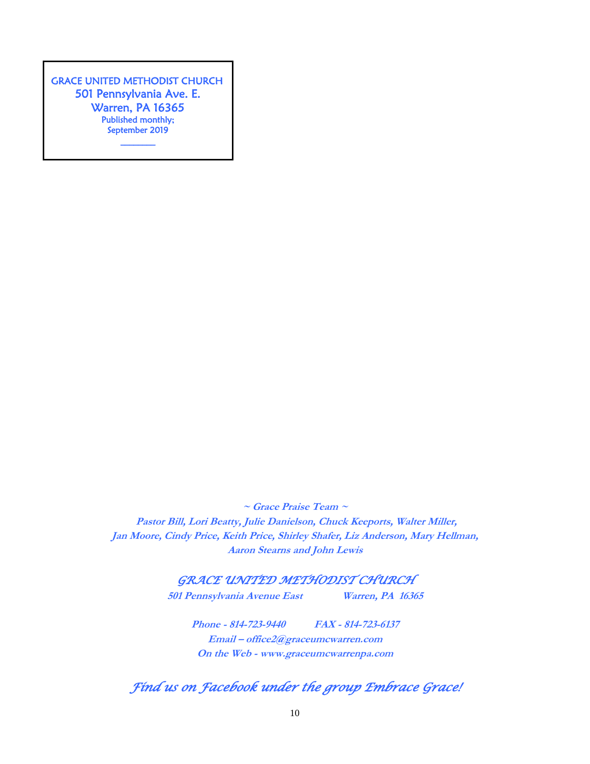GRACE UNITED METHODIST CHURCH
501 Pennsylvania Ave. E.
Warren, PA 16365
Published monthly;
September 2019

**~ Grace Praise Team ~**

***Pastor Bill, Lori Beatty, Julie Danielson, Chuck Keeports, Walter Miller, Jan Moore, Cindy Price, Keith Price, Shirley Shafer, Liz Anderson, Mary Hellman, Aaron Stearns and John Lewis***

*GRACE UNITED METHODIST CHURCH*

***501 Pennsylvania Avenue East Warren, PA 16365***

***Phone - 814-723-9440 FAX - 814-723-6137***
***Email – office2@graceumcwarren.com***
***On the Web - www.graceumcwarrenpa.com***

*Find us on Facebook under the group Embrace Grace!*